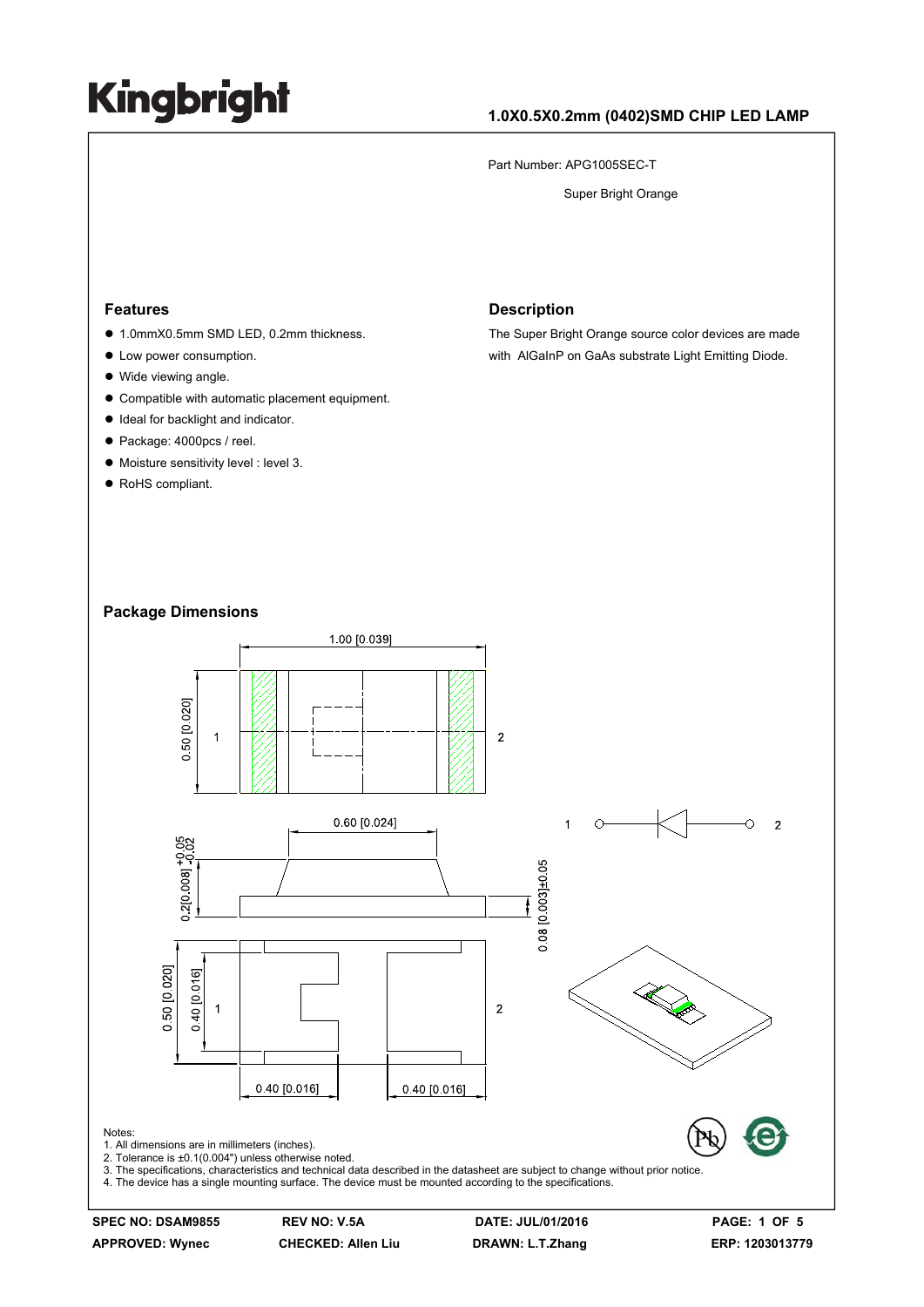# Kingbright

## 1.0X0.5X0.2mm (0402)SMD CHIP LED LAMP

Part Number: APG1005SEC-T

Super Bright Orange

### Features

- 1.0mmX0.5mm SMD LED, 0.2mm thickness.
- Low power consumption.
- Wide viewing angle.
- Compatible with automatic placement equipment.
- Ideal for backlight and indicator.
- Package: 4000pcs / reel.
- Moisture sensitivity level : level 3.
- RoHS compliant.

### Description

The Super Bright Orange source color devices are made with AlGaInP on GaAs substrate Light Emitting Diode.

### Package Dimensions

Notes:
1. All dimensions are in millimeters (inches).
2. Tolerance is ±0.1(0.004") unless otherwise noted.
3. The specifications, characteristics and technical data described in the datasheet are subject to change without prior notice.
4. The device has a single mounting surface. The device must be mounted according to the specifications.

| SPEC NO: DSAM9855 | REV NO: V.5A | DATE: JUL/01/2016 | |
|---|---|---|---|
| APPROVED: Wynec | CHECKED: Allen Liu | DRAWN: L.T.Zhang | ERP: 1203013779 |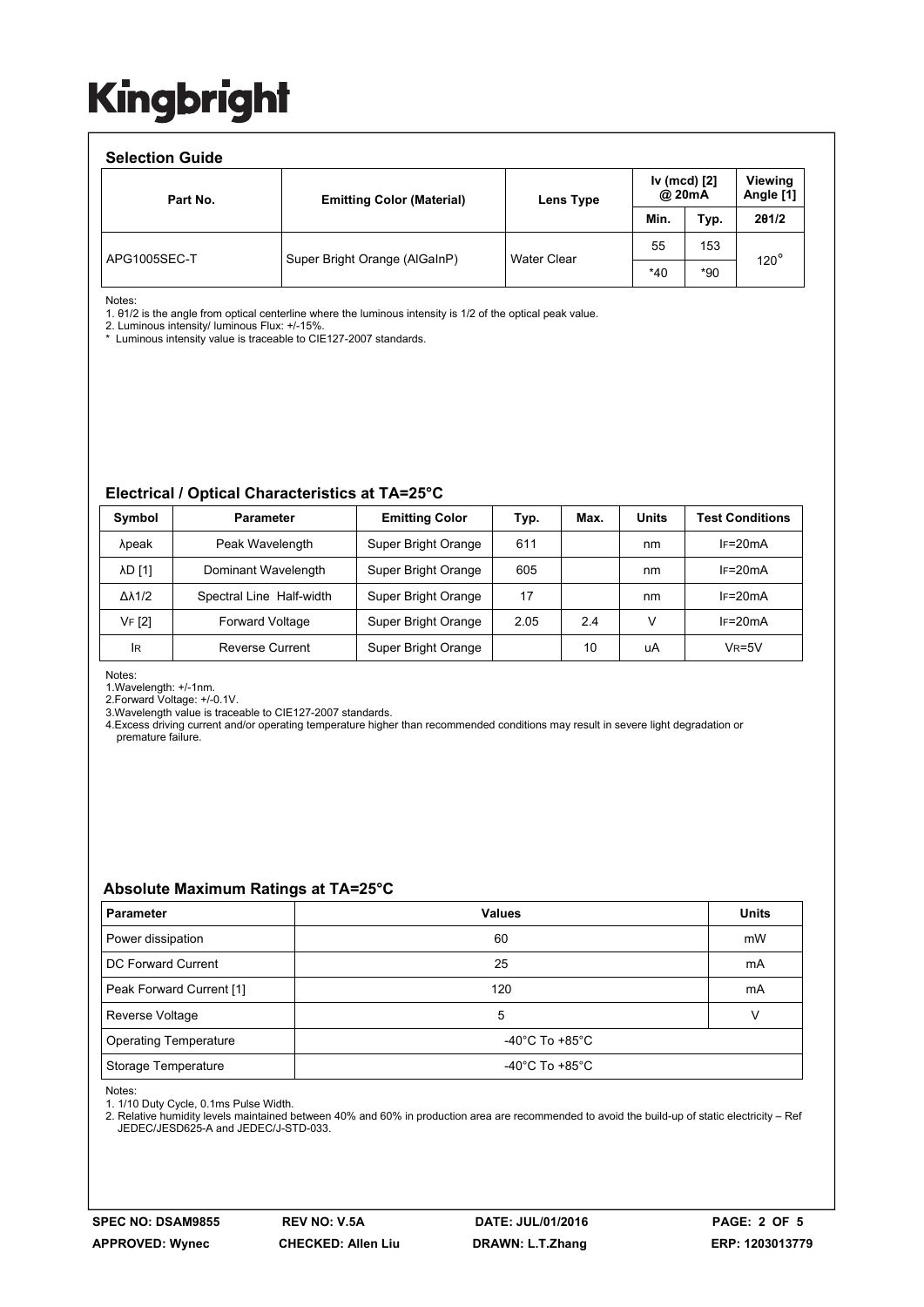# Kingbright

## Selection Guide

| Part No. | Emitting Color (Material) | Lens Type | Iv (mcd) [2] @ 20mA | | Viewing Angle [1] |
|---|---|---|---|---|---|
| | | | Min. | Typ. | 2θ1/2 |
| APG1005SEC-T | Super Bright Orange (AlGaInP) | Water Clear | 55 | 153 | 120° |
| | | | *40 | *90 | |

Notes:
1. θ1/2 is the angle from optical centerline where the luminous intensity is 1/2 of the optical peak value.
2. Luminous intensity/ luminous Flux: +/-15%.
* Luminous intensity value is traceable to CIE127-2007 standards.

## Electrical / Optical Characteristics at TA=25°C

| Symbol | Parameter | Emitting Color | Typ. | Max. | Units | Test Conditions |
|---|---|---|---|---|---|---|
| λpeak | Peak Wavelength | Super Bright Orange | 611 | | nm | IF=20mA |
| λD [1] | Dominant Wavelength | Super Bright Orange | 605 | | nm | IF=20mA |
| Δλ1/2 | Spectral Line Half-width | Super Bright Orange | 17 | | nm | IF=20mA |
| VF [2] | Forward Voltage | Super Bright Orange | 2.05 | 2.4 | V | IF=20mA |
| IR | Reverse Current | Super Bright Orange | | 10 | uA | VR=5V |

Notes:
1.Wavelength: +/-1nm.
2.Forward Voltage: +/-0.1V.
3.Wavelength value is traceable to CIE127-2007 standards.
4.Excess driving current and/or operating temperature higher than recommended conditions may result in severe light degradation or premature failure.

## Absolute Maximum Ratings at TA=25°C

| Parameter | Values | Units |
|---|---|---|
| Power dissipation | 60 | mW |
| DC Forward Current | 25 | mA |
| Peak Forward Current [1] | 120 | mA |
| Reverse Voltage | 5 | V |
| Operating Temperature | -40°C To +85°C | |
| Storage Temperature | -40°C To +85°C | |

Notes:
1. 1/10 Duty Cycle, 0.1ms Pulse Width.
2. Relative humidity levels maintained between 40% and 60% in production area are recommended to avoid the build-up of static electricity – Ref JEDEC/JESD625-A and JEDEC/J-STD-033.

| SPEC NO: DSAM9855 | REV NO: V.5A | DATE: JUL/01/2016 | PAGE: 2 OF 5 |
|---|---|---|---|
| APPROVED: Wynec | CHECKED: Allen Liu | DRAWN: L.T.Zhang | ERP: 1203013779 |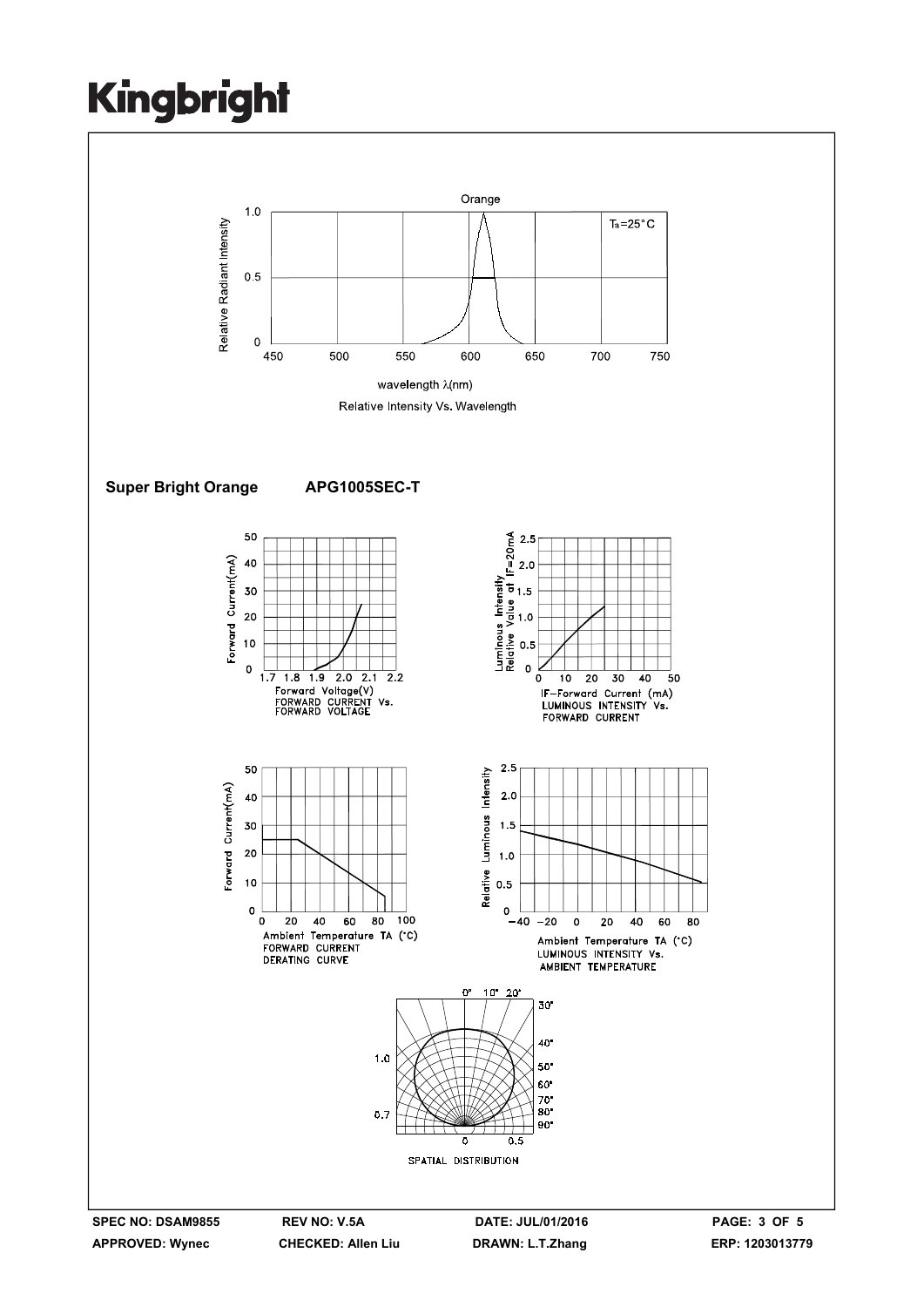Relative Intensity Vs. Wavelength

**Super Bright Orange** **APG1005SEC-T**

FORWARD CURRENT Vs. FORWARD VOLTAGE

LUMINOUS INTENSITY Vs. FORWARD CURRENT

FORWARD CURRENT DERATING CURVE

LUMINOUS INTENSITY Vs. AMBIENT TEMPERATURE

SPATIAL DISTRIBUTION

| SPEC NO: DSAM9855 | REV NO: V.5A | DATE: JUL/01/2016 | |
|---|---|---|---|
| APPROVED: Wynec | CHECKED: Allen Liu | DRAWN: L.T.Zhang | ERP: 1203013779 |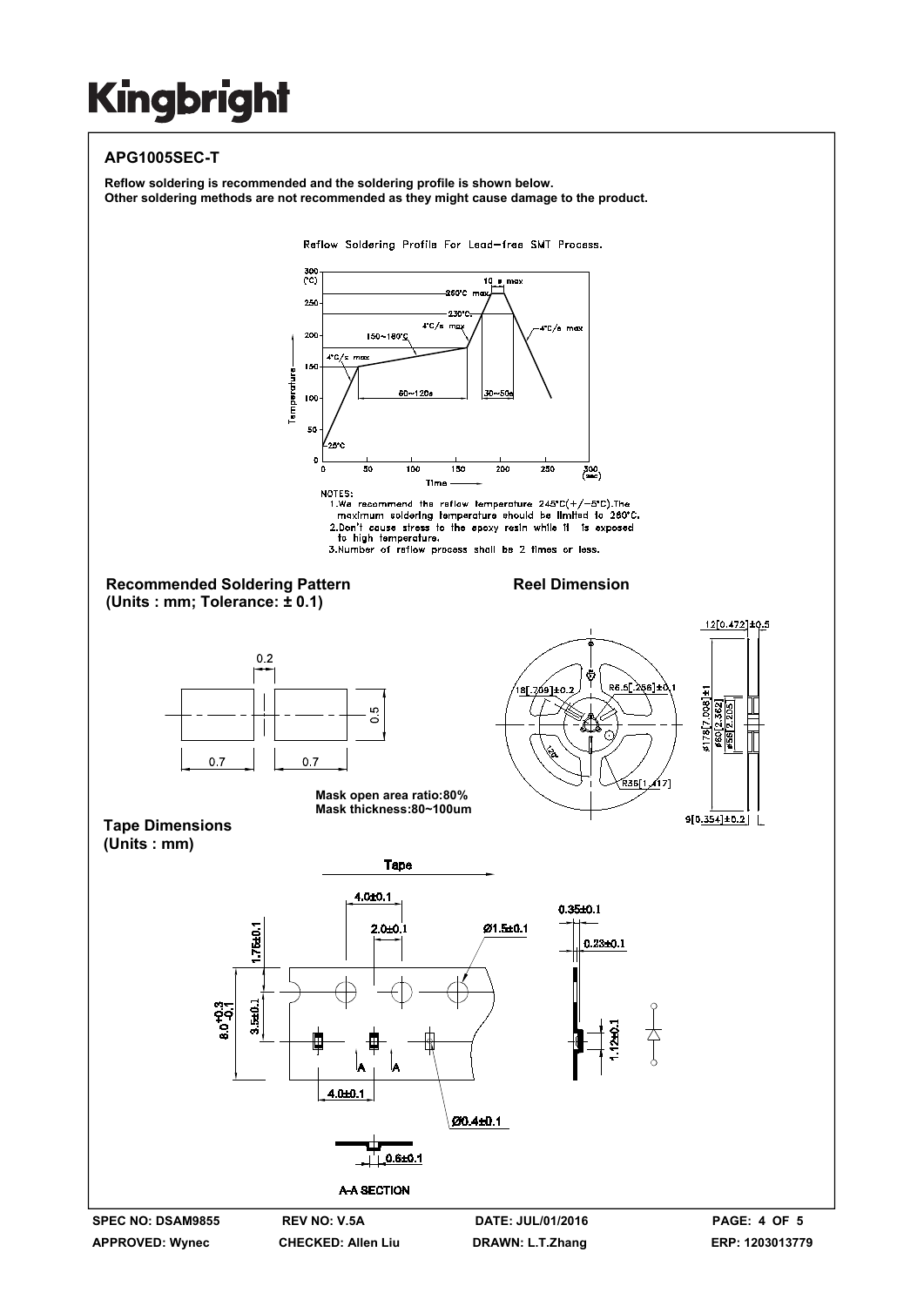Kingbright

## APG1005SEC-T

**Reflow soldering is recommended and the soldering profile is shown below.**
**Other soldering methods are not recommended as they might cause damage to the product.**

Reflow Soldering Profile For Lead-free SMT Process.

NOTES:
1. We recommend the reflow temperature 245°C(+/−5°C). The maximum soldering temperature should be limited to 260°C.
2. Don't cause stress to the epoxy resin while it is exposed to high temperature.
3. Number of reflow process shall be 2 times or less.

### Recommended Soldering Pattern
**(Units : mm; Tolerance: ± 0.1)**

Mask open area ratio:80%
Mask thickness:80~100um

### Reel Dimension

### Tape Dimensions
**(Units : mm)**

SPEC NO: DSAM9855 | REV NO: V.5A | DATE: JUL/01/2016
APPROVED: Wynec | CHECKED: Allen Liu | DRAWN: L.T.Zhang | ERP: 1203013779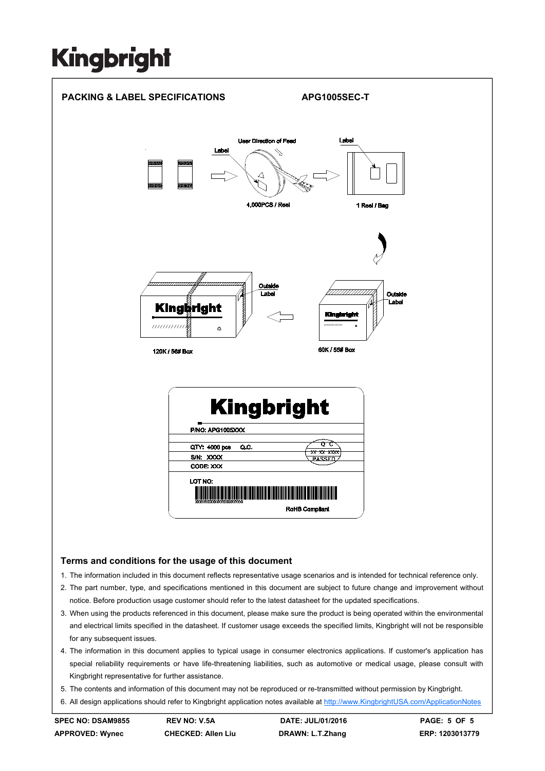Kingbright

## PACKING & LABEL SPECIFICATIONS

**APG1005SEC-T**

User Direction of Feed

Label

Label

4,000PCS / Reel

1 Reel / Bag

Outside Label

Outside Label

120K / 56# Box

60K / 55# Box

Kingbright

P/NO: APG1005XXX

QTY: 4000 pcs Q.C.

S/N: XXXX

CODE: XXX

LOT NO:

RoHS Compliant

Q C
XX XX XXXX
PASSED

### Terms and conditions for the usage of this document

1. The information included in this document reflects representative usage scenarios and is intended for technical reference only.
2. The part number, type, and specifications mentioned in this document are subject to future change and improvement without notice. Before production usage customer should refer to the latest datasheet for the updated specifications.
3. When using the products referenced in this document, please make sure the product is being operated within the environmental and electrical limits specified in the datasheet. If customer usage exceeds the specified limits, Kingbright will not be responsible for any subsequent issues.
4. The information in this document applies to typical usage in consumer electronics applications. If customer's application has special reliability requirements or have life-threatening liabilities, such as automotive or medical usage, please consult with Kingbright representative for further assistance.
5. The contents and information of this document may not be reproduced or re-transmitted without permission by Kingbright.
6. All design applications should refer to Kingbright application notes available at http://www.KingbrightUSA.com/ApplicationNotes

| | | | |
|---|---|---|---|
| **SPEC NO: DSAM9855** | **REV NO: V.5A** | **DATE: JUL/01/2016** | **PAGE: 5 OF 5** |
| **APPROVED: Wynec** | **CHECKED: Allen Liu** | **DRAWN: L.T.Zhang** | **ERP: 1203013779** |